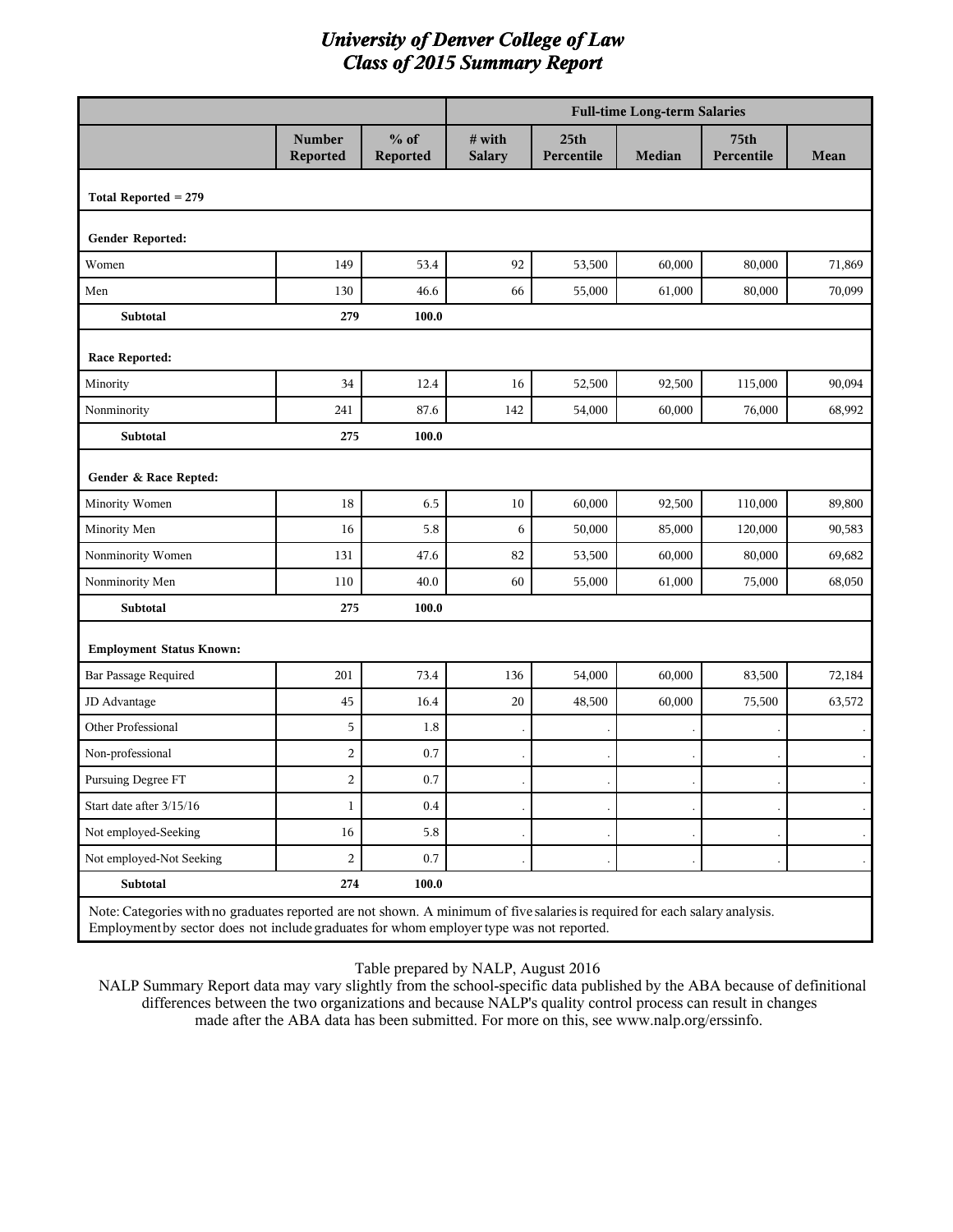# University of Denver College of Law
## Class of 2015 Summary Report

| | | | Full-time Long-term Salaries | | | | |
|---|---|---|---|---|---|---|---|
| | Number Reported | % of Reported | # with Salary | 25th Percentile | Median | 75th Percentile | Mean |
| **Total Reported = 279** | | | | | | | |
| **Gender Reported:** | | | | | | | |
| Women | 149 | 53.4 | 92 | 53,500 | 60,000 | 80,000 | 71,869 |
| Men | 130 | 46.6 | 66 | 55,000 | 61,000 | 80,000 | 70,099 |
| **Subtotal** | **279** | **100.0** | | | | | |
| **Race Reported:** | | | | | | | |
| Minority | 34 | 12.4 | 16 | 52,500 | 92,500 | 115,000 | 90,094 |
| Nonminority | 241 | 87.6 | 142 | 54,000 | 60,000 | 76,000 | 68,992 |
| **Subtotal** | **275** | **100.0** | | | | | |
| **Gender & Race Repted:** | | | | | | | |
| Minority Women | 18 | 6.5 | 10 | 60,000 | 92,500 | 110,000 | 89,800 |
| Minority Men | 16 | 5.8 | 6 | 50,000 | 85,000 | 120,000 | 90,583 |
| Nonminority Women | 131 | 47.6 | 82 | 53,500 | 60,000 | 80,000 | 69,682 |
| Nonminority Men | 110 | 40.0 | 60 | 55,000 | 61,000 | 75,000 | 68,050 |
| **Subtotal** | **275** | **100.0** | | | | | |
| **Employment Status Known:** | | | | | | | |
| Bar Passage Required | 201 | 73.4 | 136 | 54,000 | 60,000 | 83,500 | 72,184 |
| JD Advantage | 45 | 16.4 | 20 | 48,500 | 60,000 | 75,500 | 63,572 |
| Other Professional | 5 | 1.8 | . | . | . | . | . |
| Non-professional | 2 | 0.7 | . | . | . | . | . |
| Pursuing Degree FT | 2 | 0.7 | . | . | . | . | . |
| Start date after 3/15/16 | 1 | 0.4 | . | . | . | . | . |
| Not employed-Seeking | 16 | 5.8 | . | . | . | . | . |
| Not employed-Not Seeking | 2 | 0.7 | . | . | . | . | . |
| **Subtotal** | **274** | **100.0** | | | | | |

Note: Categories with no graduates reported are not shown. A minimum of five salaries is required for each salary analysis. Employment by sector does not include graduates for whom employer type was not reported.

Table prepared by NALP, August 2016

NALP Summary Report data may vary slightly from the school-specific data published by the ABA because of definitional differences between the two organizations and because NALP's quality control process can result in changes made after the ABA data has been submitted. For more on this, see www.nalp.org/erssinfo.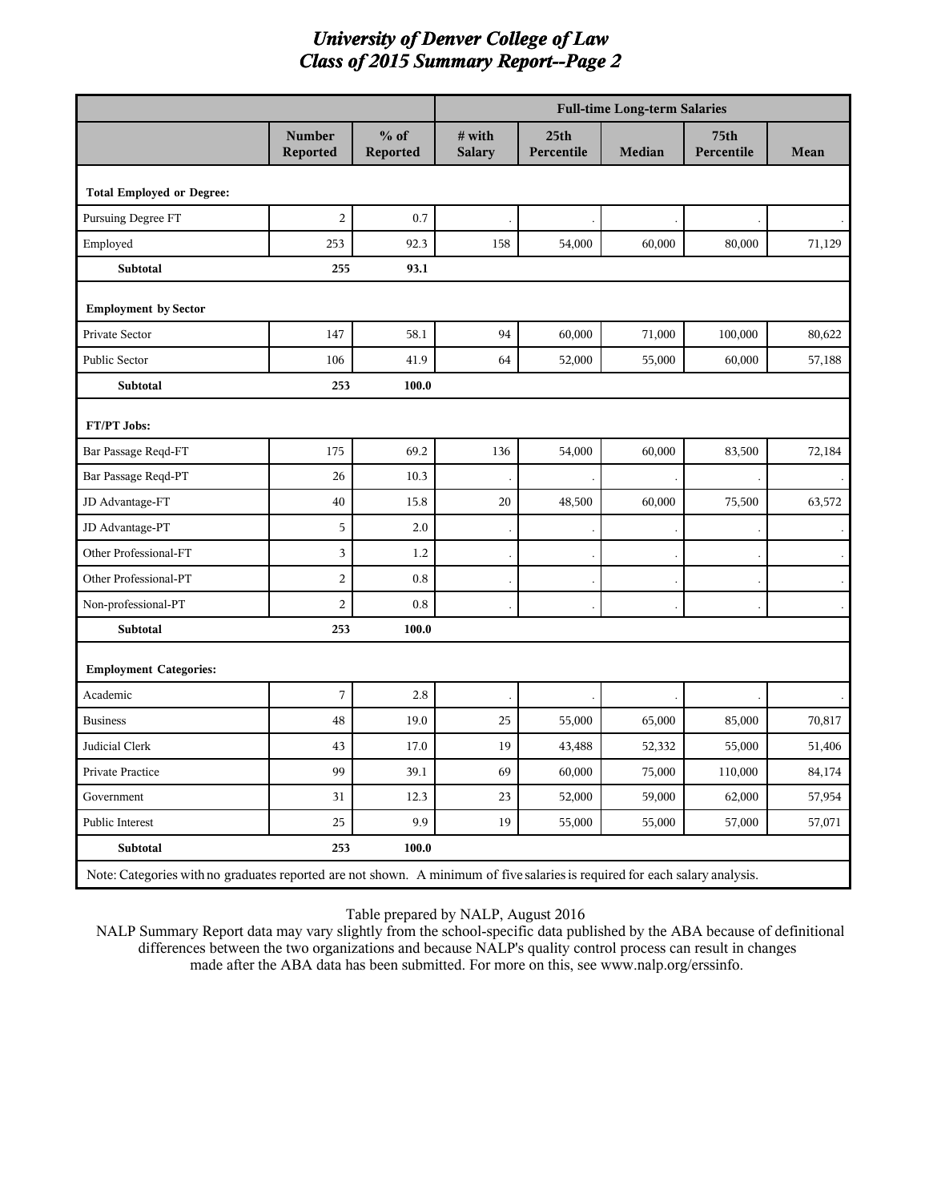# University of Denver College of Law
## Class of 2015 Summary Report--Page 2

| | Number Reported | % of Reported | Full-time Long-term Salaries | | | | |
|---|---|---|---|---|---|---|---|
| | | | # with Salary | 25th Percentile | Median | 75th Percentile | Mean |
| **Total Employed or Degree:** | | | | | | | |
| Pursuing Degree FT | 2 | 0.7 | . | . | . | . | . |
| Employed | 253 | 92.3 | 158 | 54,000 | 60,000 | 80,000 | 71,129 |
| **Subtotal** | **255** | **93.1** | | | | | |
| **Employment by Sector** | | | | | | | |
| Private Sector | 147 | 58.1 | 94 | 60,000 | 71,000 | 100,000 | 80,622 |
| Public Sector | 106 | 41.9 | 64 | 52,000 | 55,000 | 60,000 | 57,188 |
| **Subtotal** | **253** | **100.0** | | | | | |
| **FT/PT Jobs:** | | | | | | | |
| Bar Passage Reqd-FT | 175 | 69.2 | 136 | 54,000 | 60,000 | 83,500 | 72,184 |
| Bar Passage Reqd-PT | 26 | 10.3 | . | . | . | . | . |
| JD Advantage-FT | 40 | 15.8 | 20 | 48,500 | 60,000 | 75,500 | 63,572 |
| JD Advantage-PT | 5 | 2.0 | . | . | . | . | . |
| Other Professional-FT | 3 | 1.2 | . | . | . | . | . |
| Other Professional-PT | 2 | 0.8 | . | . | . | . | . |
| Non-professional-PT | 2 | 0.8 | . | . | . | . | . |
| **Subtotal** | **253** | **100.0** | | | | | |
| **Employment Categories:** | | | | | | | |
| Academic | 7 | 2.8 | . | . | . | . | . |
| Business | 48 | 19.0 | 25 | 55,000 | 65,000 | 85,000 | 70,817 |
| Judicial Clerk | 43 | 17.0 | 19 | 43,488 | 52,332 | 55,000 | 51,406 |
| Private Practice | 99 | 39.1 | 69 | 60,000 | 75,000 | 110,000 | 84,174 |
| Government | 31 | 12.3 | 23 | 52,000 | 59,000 | 62,000 | 57,954 |
| Public Interest | 25 | 9.9 | 19 | 55,000 | 55,000 | 57,000 | 57,071 |
| **Subtotal** | **253** | **100.0** | | | | | |

Note: Categories with no graduates reported are not shown. A minimum of five salaries is required for each salary analysis.

Table prepared by NALP, August 2016

NALP Summary Report data may vary slightly from the school-specific data published by the ABA because of definitional differences between the two organizations and because NALP's quality control process can result in changes made after the ABA data has been submitted. For more on this, see www.nalp.org/erssinfo.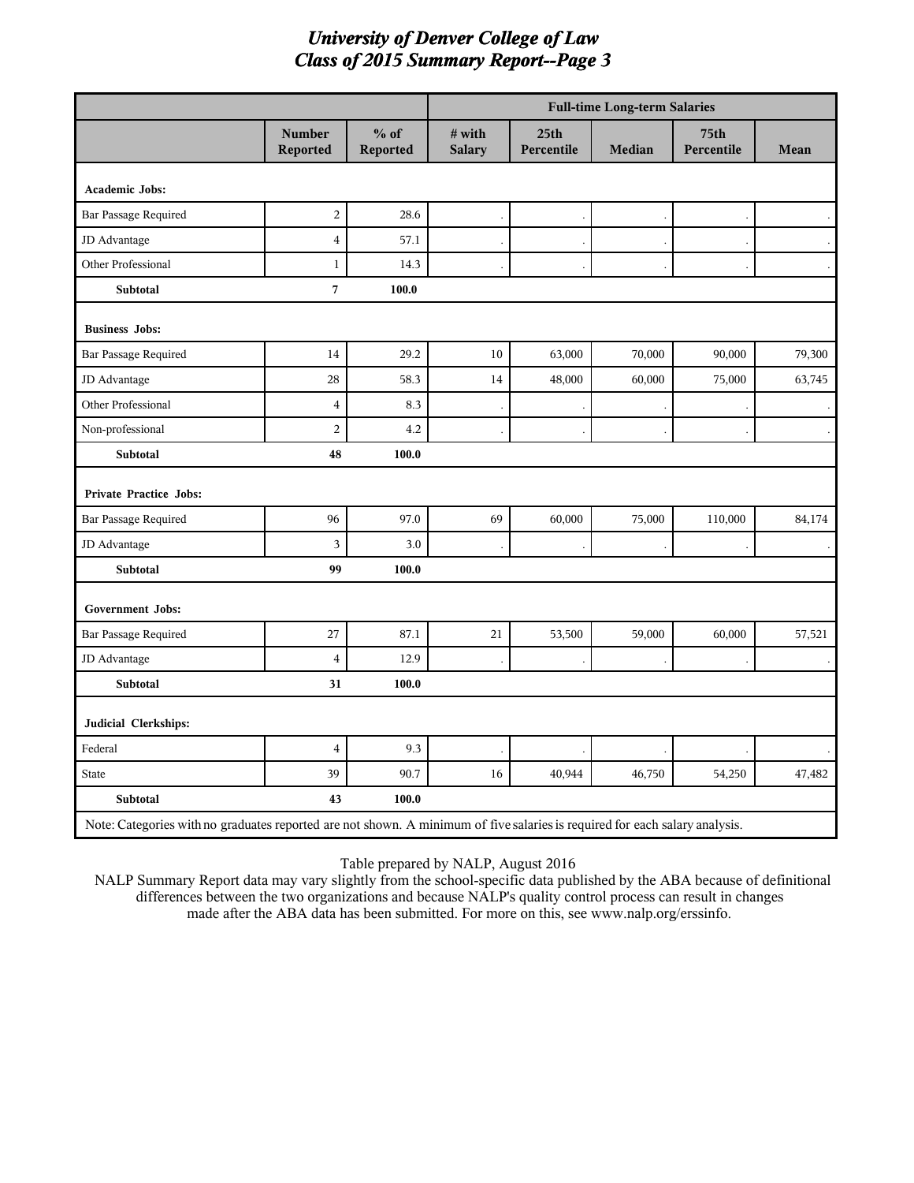# University of Denver College of Law
## Class of 2015 Summary Report--Page 3

| | Number Reported | % of Reported | Full-time Long-term Salaries | | | | |
|---|---|---|---|---|---|---|---|
| | | | # with Salary | 25th Percentile | Median | 75th Percentile | Mean |
| **Academic Jobs:** | | | | | | | |
| Bar Passage Required | 2 | 28.6 | . | . | . | . | . |
| JD Advantage | 4 | 57.1 | . | . | . | . | . |
| Other Professional | 1 | 14.3 | . | . | . | . | . |
| **Subtotal** | **7** | **100.0** | | | | | |
| **Business Jobs:** | | | | | | | |
| Bar Passage Required | 14 | 29.2 | 10 | 63,000 | 70,000 | 90,000 | 79,300 |
| JD Advantage | 28 | 58.3 | 14 | 48,000 | 60,000 | 75,000 | 63,745 |
| Other Professional | 4 | 8.3 | . | . | . | . | . |
| Non-professional | 2 | 4.2 | . | . | . | . | . |
| **Subtotal** | **48** | **100.0** | | | | | |
| **Private Practice Jobs:** | | | | | | | |
| Bar Passage Required | 96 | 97.0 | 69 | 60,000 | 75,000 | 110,000 | 84,174 |
| JD Advantage | 3 | 3.0 | . | . | . | . | . |
| **Subtotal** | **99** | **100.0** | | | | | |
| **Government Jobs:** | | | | | | | |
| Bar Passage Required | 27 | 87.1 | 21 | 53,500 | 59,000 | 60,000 | 57,521 |
| JD Advantage | 4 | 12.9 | . | . | . | . | . |
| **Subtotal** | **31** | **100.0** | | | | | |
| **Judicial Clerkships:** | | | | | | | |
| Federal | 4 | 9.3 | . | . | . | . | . |
| State | 39 | 90.7 | 16 | 40,944 | 46,750 | 54,250 | 47,482 |
| **Subtotal** | **43** | **100.0** | | | | | |

Note: Categories with no graduates reported are not shown. A minimum of five salaries is required for each salary analysis.

Table prepared by NALP, August 2016

NALP Summary Report data may vary slightly from the school-specific data published by the ABA because of definitional differences between the two organizations and because NALP's quality control process can result in changes made after the ABA data has been submitted. For more on this, see www.nalp.org/erssinfo.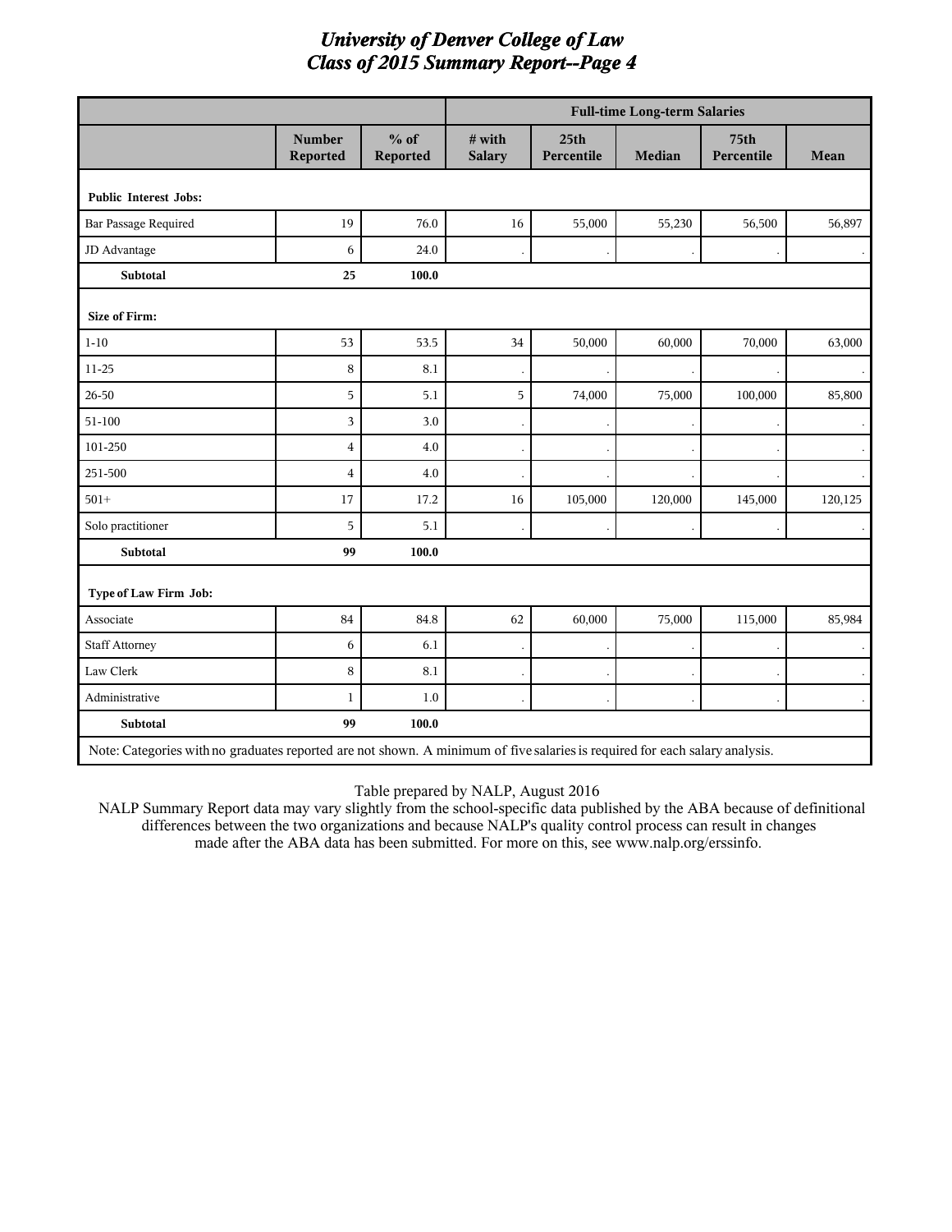# University of Denver College of Law
## Class of 2015 Summary Report--Page 4

| | | | Full-time Long-term Salaries | | | | |
|---|---|---|---|---|---|---|---|
| | Number Reported | % of Reported | # with Salary | 25th Percentile | Median | 75th Percentile | Mean |
| **Public Interest Jobs:** | | | | | | | |
| Bar Passage Required | 19 | 76.0 | 16 | 55,000 | 55,230 | 56,500 | 56,897 |
| JD Advantage | 6 | 24.0 | . | . | . | . | . |
| **Subtotal** | **25** | **100.0** | | | | | |
| **Size of Firm:** | | | | | | | |
| 1-10 | 53 | 53.5 | 34 | 50,000 | 60,000 | 70,000 | 63,000 |
| 11-25 | 8 | 8.1 | . | . | . | . | . |
| 26-50 | 5 | 5.1 | 5 | 74,000 | 75,000 | 100,000 | 85,800 |
| 51-100 | 3 | 3.0 | . | . | . | . | . |
| 101-250 | 4 | 4.0 | . | . | . | . | . |
| 251-500 | 4 | 4.0 | . | . | . | . | . |
| 501+ | 17 | 17.2 | 16 | 105,000 | 120,000 | 145,000 | 120,125 |
| Solo practitioner | 5 | 5.1 | . | . | . | . | . |
| **Subtotal** | **99** | **100.0** | | | | | |
| **Type of Law Firm Job:** | | | | | | | |
| Associate | 84 | 84.8 | 62 | 60,000 | 75,000 | 115,000 | 85,984 |
| Staff Attorney | 6 | 6.1 | . | . | . | . | . |
| Law Clerk | 8 | 8.1 | . | . | . | . | . |
| Administrative | 1 | 1.0 | . | . | . | . | . |
| **Subtotal** | **99** | **100.0** | | | | | |

Note: Categories with no graduates reported are not shown. A minimum of five salaries is required for each salary analysis.

Table prepared by NALP, August 2016

NALP Summary Report data may vary slightly from the school-specific data published by the ABA because of definitional differences between the two organizations and because NALP's quality control process can result in changes made after the ABA data has been submitted. For more on this, see www.nalp.org/erssinfo.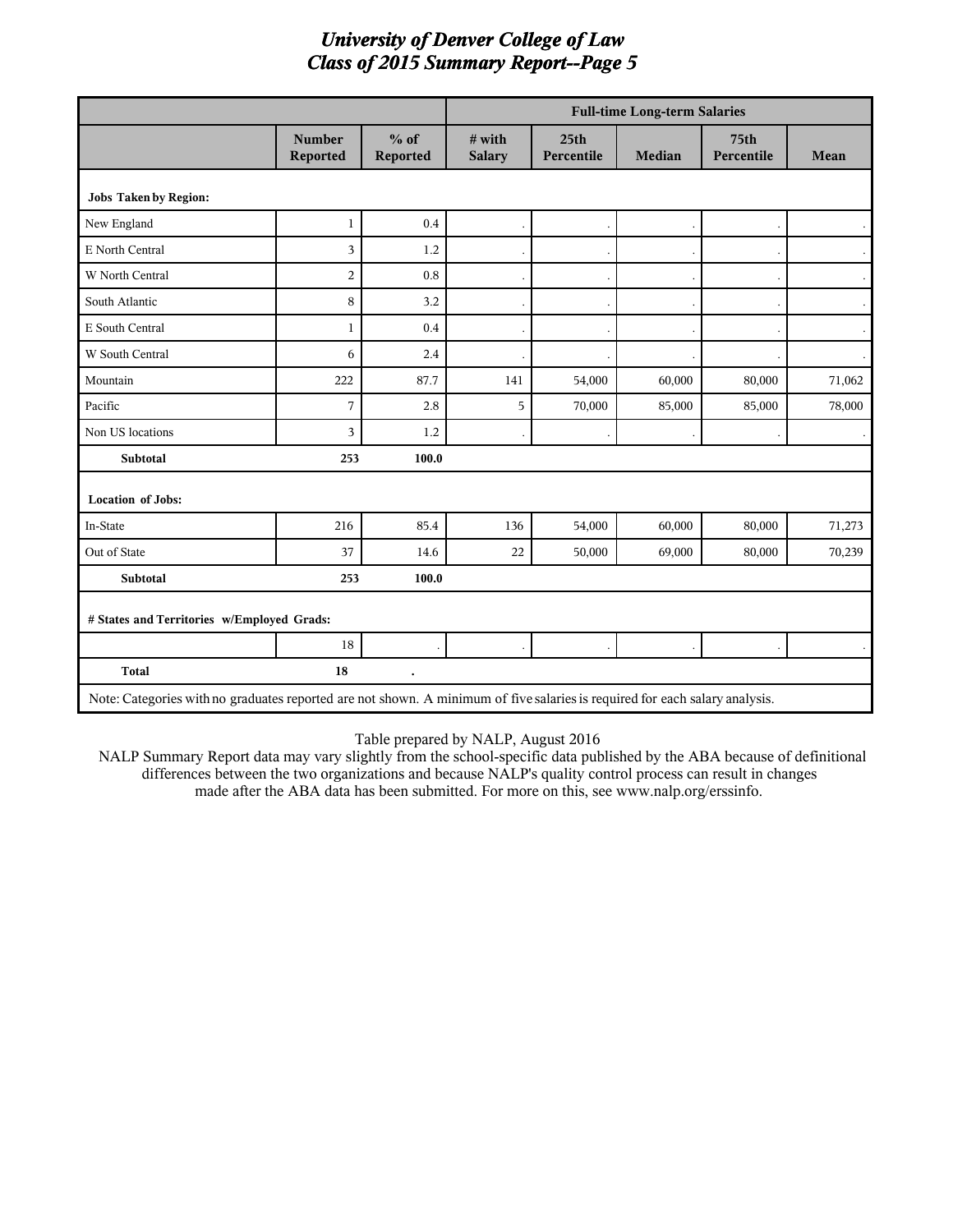# University of Denver College of Law
## Class of 2015 Summary Report--Page 5

| | | | Full-time Long-term Salaries | | | | |
|---|---|---|---|---|---|---|---|
| | Number Reported | % of Reported | # with Salary | 25th Percentile | Median | 75th Percentile | Mean |
| **Jobs Taken by Region:** | | | | | | | |
| New England | 1 | 0.4 | . | . | . | . | . |
| E North Central | 3 | 1.2 | . | . | . | . | . |
| W North Central | 2 | 0.8 | . | . | . | . | . |
| South Atlantic | 8 | 3.2 | . | . | . | . | . |
| E South Central | 1 | 0.4 | . | . | . | . | . |
| W South Central | 6 | 2.4 | . | . | . | . | . |
| Mountain | 222 | 87.7 | 141 | 54,000 | 60,000 | 80,000 | 71,062 |
| Pacific | 7 | 2.8 | 5 | 70,000 | 85,000 | 85,000 | 78,000 |
| Non US locations | 3 | 1.2 | . | . | . | . | . |
| **Subtotal** | **253** | **100.0** | | | | | |
| **Location of Jobs:** | | | | | | | |
| In-State | 216 | 85.4 | 136 | 54,000 | 60,000 | 80,000 | 71,273 |
| Out of State | 37 | 14.6 | 22 | 50,000 | 69,000 | 80,000 | 70,239 |
| **Subtotal** | **253** | **100.0** | | | | | |
| **# States and Territories w/Employed Grads:** | | | | | | | |
| | 18 | . | . | . | . | . | . |
| **Total** | **18** | **.** | | | | | |

Note: Categories with no graduates reported are not shown. A minimum of five salaries is required for each salary analysis.

Table prepared by NALP, August 2016

NALP Summary Report data may vary slightly from the school-specific data published by the ABA because of definitional differences between the two organizations and because NALP's quality control process can result in changes made after the ABA data has been submitted. For more on this, see www.nalp.org/erssinfo.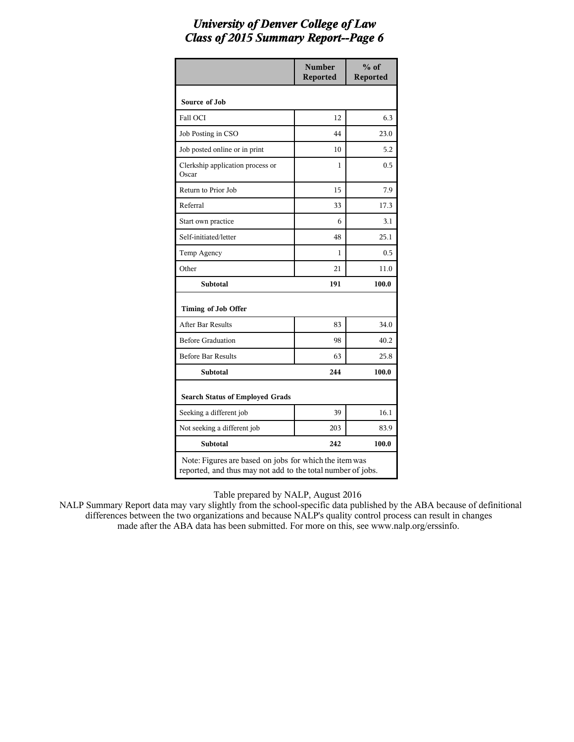# *University of Denver College of Law*
## *Class of 2015 Summary Report--Page 6*

| | Number Reported | % of Reported |
|---|---|---|
| **Source of Job** | | |
| Fall OCI | 12 | 6.3 |
| Job Posting in CSO | 44 | 23.0 |
| Job posted online or in print | 10 | 5.2 |
| Clerkship application process or Oscar | 1 | 0.5 |
| Return to Prior Job | 15 | 7.9 |
| Referral | 33 | 17.3 |
| Start own practice | 6 | 3.1 |
| Self-initiated/letter | 48 | 25.1 |
| Temp Agency | 1 | 0.5 |
| Other | 21 | 11.0 |
| **Subtotal** | **191** | **100.0** |
| **Timing of Job Offer** | | |
| After Bar Results | 83 | 34.0 |
| Before Graduation | 98 | 40.2 |
| Before Bar Results | 63 | 25.8 |
| **Subtotal** | **244** | **100.0** |
| **Search Status of Employed Grads** | | |
| Seeking a different job | 39 | 16.1 |
| Not seeking a different job | 203 | 83.9 |
| **Subtotal** | **242** | **100.0** |
| Note: Figures are based on jobs for which the item was reported, and thus may not add to the total number of jobs. | | |

Table prepared by NALP, August 2016

NALP Summary Report data may vary slightly from the school-specific data published by the ABA because of definitional differences between the two organizations and because NALP's quality control process can result in changes made after the ABA data has been submitted. For more on this, see www.nalp.org/erssinfo.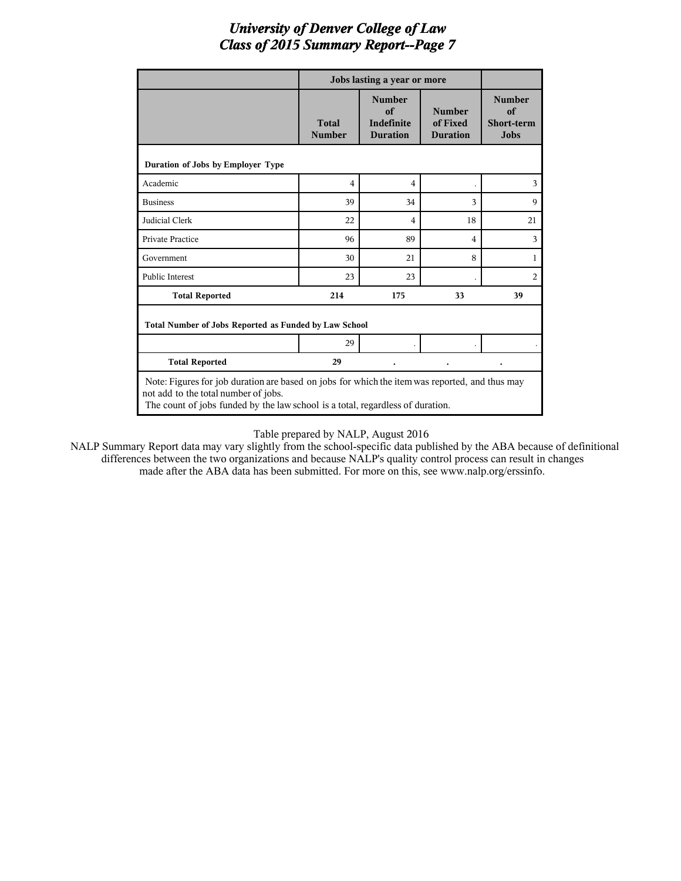# University of Denver College of Law
## Class of 2015 Summary Report--Page 7

| | Jobs lasting a year or more | | | |
|---|---|---|---|---|
| | Total Number | Number of Indefinite Duration | Number of Fixed Duration | Number of Short-term Jobs |
| **Duration of Jobs by Employer Type** | | | | |
| Academic | 4 | 4 | . | 3 |
| Business | 39 | 34 | 3 | 9 |
| Judicial Clerk | 22 | 4 | 18 | 21 |
| Private Practice | 96 | 89 | 4 | 3 |
| Government | 30 | 21 | 8 | 1 |
| Public Interest | 23 | 23 | . | 2 |
| **Total Reported** | **214** | **175** | **33** | **39** |
| **Total Number of Jobs Reported as Funded by Law School** | | | | |
| | 29 | . | . | . |
| **Total Reported** | **29** | **.** | **.** | **.** |

Note: Figures for job duration are based on jobs for which the item was reported, and thus may not add to the total number of jobs.
The count of jobs funded by the law school is a total, regardless of duration.

Table prepared by NALP, August 2016

NALP Summary Report data may vary slightly from the school-specific data published by the ABA because of definitional differences between the two organizations and because NALP's quality control process can result in changes made after the ABA data has been submitted. For more on this, see www.nalp.org/erssinfo.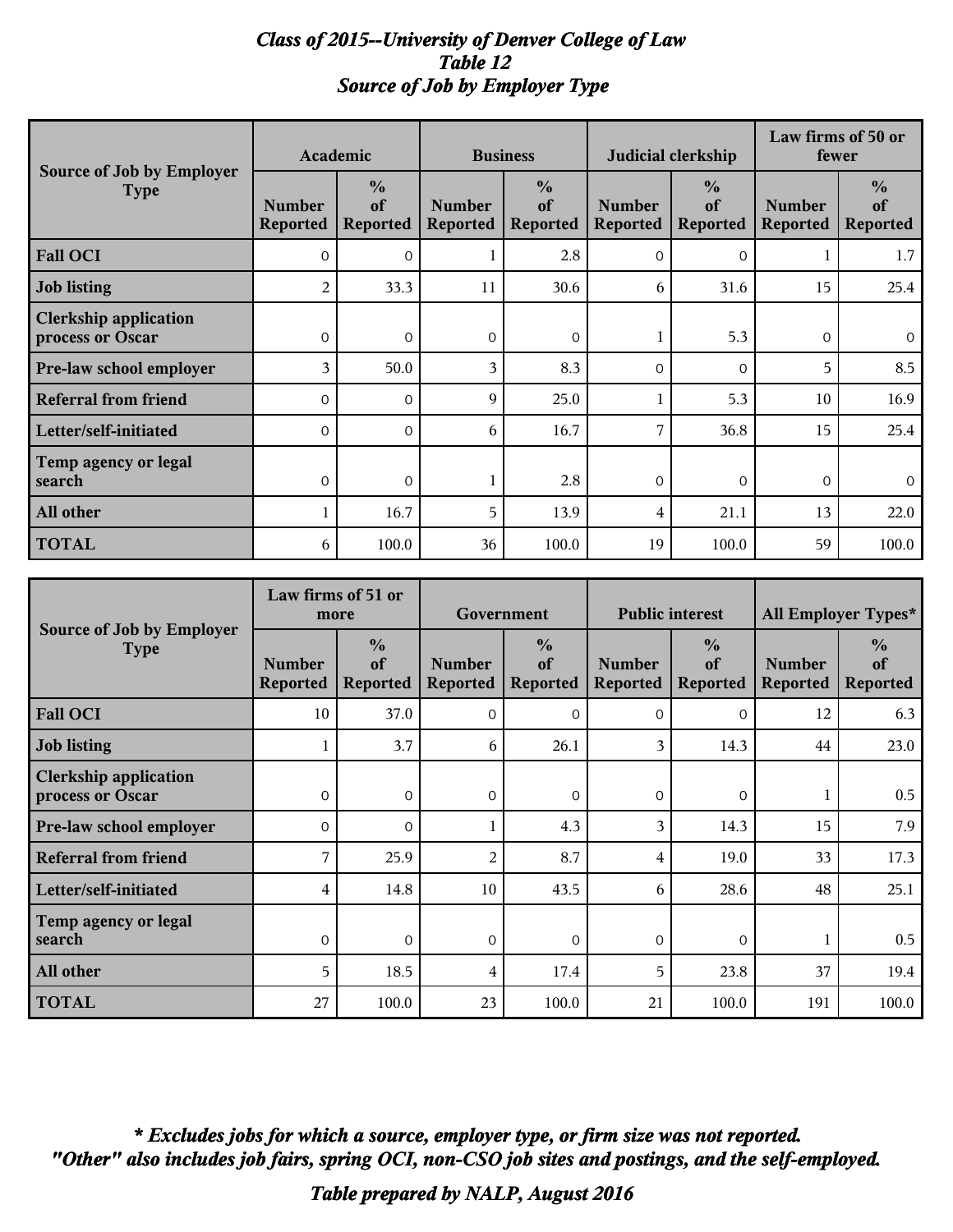*Class of 2015--University of Denver College of Law*
*Table 12*
*Source of Job by Employer Type*

| Source of Job by Employer Type | Academic | | Business | | Judicial clerkship | | Law firms of 50 or fewer | |
|---|---|---|---|---|---|---|---|---|
| | Number Reported | % of Reported | Number Reported | % of Reported | Number Reported | % of Reported | Number Reported | % of Reported |
| **Fall OCI** | 0 | 0 | 1 | 2.8 | 0 | 0 | 1 | 1.7 |
| **Job listing** | 2 | 33.3 | 11 | 30.6 | 6 | 31.6 | 15 | 25.4 |
| **Clerkship application process or Oscar** | 0 | 0 | 0 | 0 | 1 | 5.3 | 0 | 0 |
| **Pre-law school employer** | 3 | 50.0 | 3 | 8.3 | 0 | 0 | 5 | 8.5 |
| **Referral from friend** | 0 | 0 | 9 | 25.0 | 1 | 5.3 | 10 | 16.9 |
| **Letter/self-initiated** | 0 | 0 | 6 | 16.7 | 7 | 36.8 | 15 | 25.4 |
| **Temp agency or legal search** | 0 | 0 | 1 | 2.8 | 0 | 0 | 0 | 0 |
| **All other** | 1 | 16.7 | 5 | 13.9 | 4 | 21.1 | 13 | 22.0 |
| **TOTAL** | 6 | 100.0 | 36 | 100.0 | 19 | 100.0 | 59 | 100.0 |

| Source of Job by Employer Type | Law firms of 51 or more | | Government | | Public interest | | All Employer Types* | |
|---|---|---|---|---|---|---|---|---|
| | Number Reported | % of Reported | Number Reported | % of Reported | Number Reported | % of Reported | Number Reported | % of Reported |
| **Fall OCI** | 10 | 37.0 | 0 | 0 | 0 | 0 | 12 | 6.3 |
| **Job listing** | 1 | 3.7 | 6 | 26.1 | 3 | 14.3 | 44 | 23.0 |
| **Clerkship application process or Oscar** | 0 | 0 | 0 | 0 | 0 | 0 | 1 | 0.5 |
| **Pre-law school employer** | 0 | 0 | 1 | 4.3 | 3 | 14.3 | 15 | 7.9 |
| **Referral from friend** | 7 | 25.9 | 2 | 8.7 | 4 | 19.0 | 33 | 17.3 |
| **Letter/self-initiated** | 4 | 14.8 | 10 | 43.5 | 6 | 28.6 | 48 | 25.1 |
| **Temp agency or legal search** | 0 | 0 | 0 | 0 | 0 | 0 | 1 | 0.5 |
| **All other** | 5 | 18.5 | 4 | 17.4 | 5 | 23.8 | 37 | 19.4 |
| **TOTAL** | 27 | 100.0 | 23 | 100.0 | 21 | 100.0 | 191 | 100.0 |

***** *Excludes jobs for which a source, employer type, or firm size was not reported.*
*"Other" also includes job fairs, spring OCI, non-CSO job sites and postings, and the self-employed.*

*Table prepared by NALP, August 2016*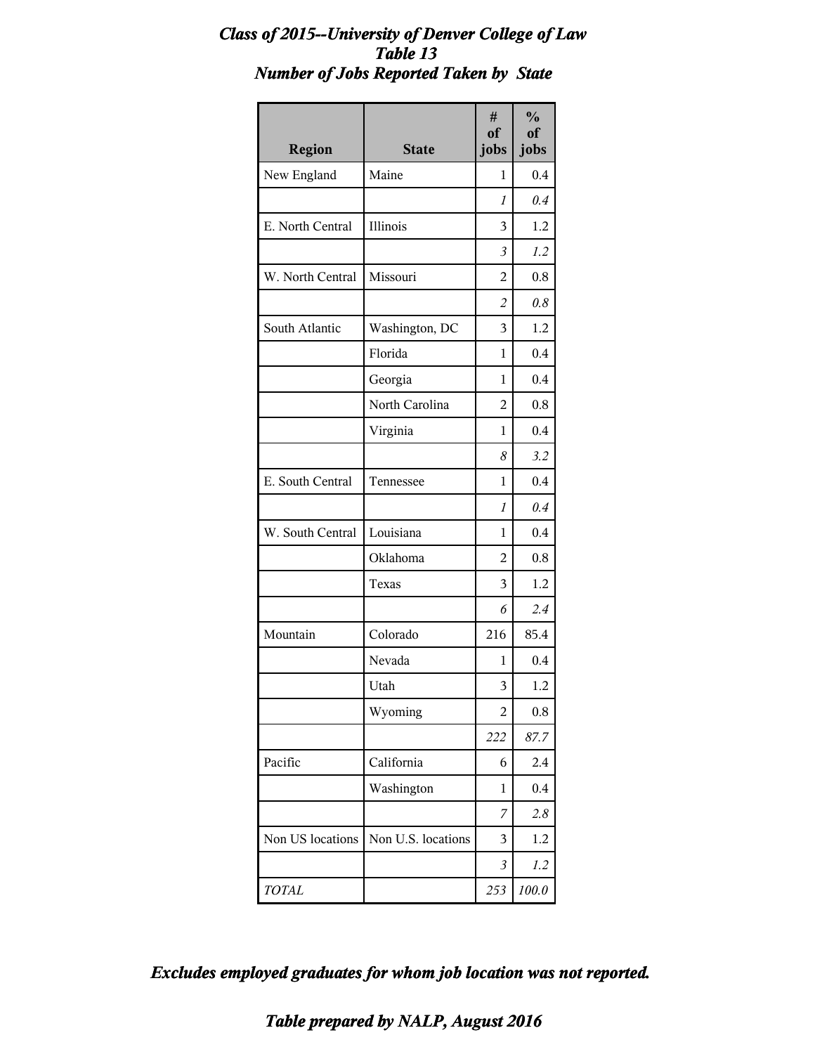# *Class of 2015--University of Denver College of Law*
## *Table 13*
## *Number of Jobs Reported Taken by State*

| Region | State | # of jobs | % of jobs |
|---|---|---|---|
| New England | Maine | 1 | 0.4 |
| | | *1* | *0.4* |
| E. North Central | Illinois | 3 | 1.2 |
| | | *3* | *1.2* |
| W. North Central | Missouri | 2 | 0.8 |
| | | *2* | *0.8* |
| South Atlantic | Washington, DC | 3 | 1.2 |
| | Florida | 1 | 0.4 |
| | Georgia | 1 | 0.4 |
| | North Carolina | 2 | 0.8 |
| | Virginia | 1 | 0.4 |
| | | *8* | *3.2* |
| E. South Central | Tennessee | 1 | 0.4 |
| | | *1* | *0.4* |
| W. South Central | Louisiana | 1 | 0.4 |
| | Oklahoma | 2 | 0.8 |
| | Texas | 3 | 1.2 |
| | | *6* | *2.4* |
| Mountain | Colorado | 216 | 85.4 |
| | Nevada | 1 | 0.4 |
| | Utah | 3 | 1.2 |
| | Wyoming | 2 | 0.8 |
| | | *222* | *87.7* |
| Pacific | California | 6 | 2.4 |
| | Washington | 1 | 0.4 |
| | | *7* | *2.8* |
| Non US locations | Non U.S. locations | 3 | 1.2 |
| | | *3* | *1.2* |
| *TOTAL* | | *253* | *100.0* |

***Excludes employed graduates for whom job location was not reported.***

***Table prepared by NALP, August 2016***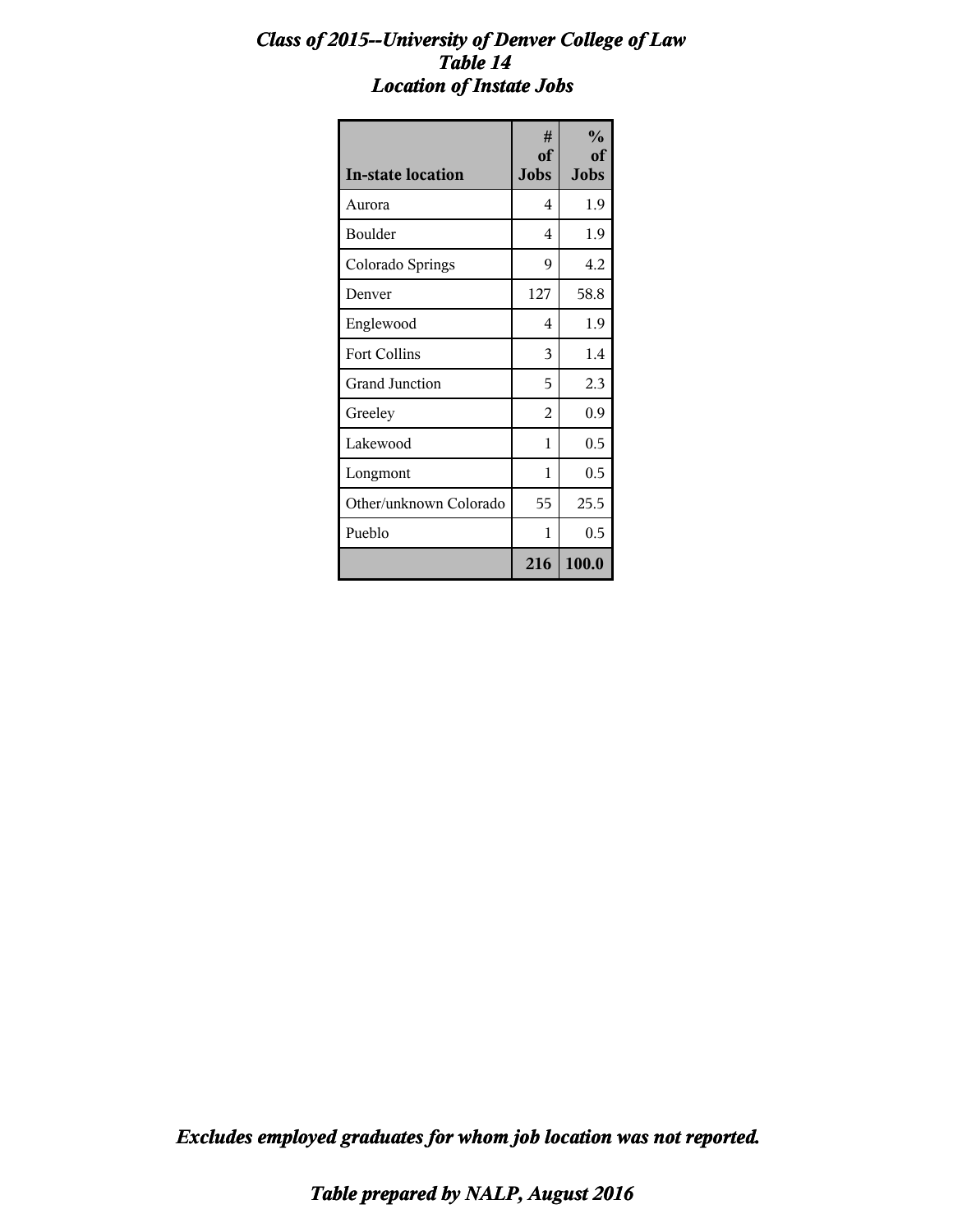# *Class of 2015--University of Denver College of Law*
## *Table 14*
## *Location of Instate Jobs*

| In-state location | # of Jobs | % of Jobs |
|---|---|---|
| Aurora | 4 | 1.9 |
| Boulder | 4 | 1.9 |
| Colorado Springs | 9 | 4.2 |
| Denver | 127 | 58.8 |
| Englewood | 4 | 1.9 |
| Fort Collins | 3 | 1.4 |
| Grand Junction | 5 | 2.3 |
| Greeley | 2 | 0.9 |
| Lakewood | 1 | 0.5 |
| Longmont | 1 | 0.5 |
| Other/unknown Colorado | 55 | 25.5 |
| Pueblo | 1 | 0.5 |
| | **216** | **100.0** |

***Excludes employed graduates for whom job location was not reported.***

***Table prepared by NALP, August 2016***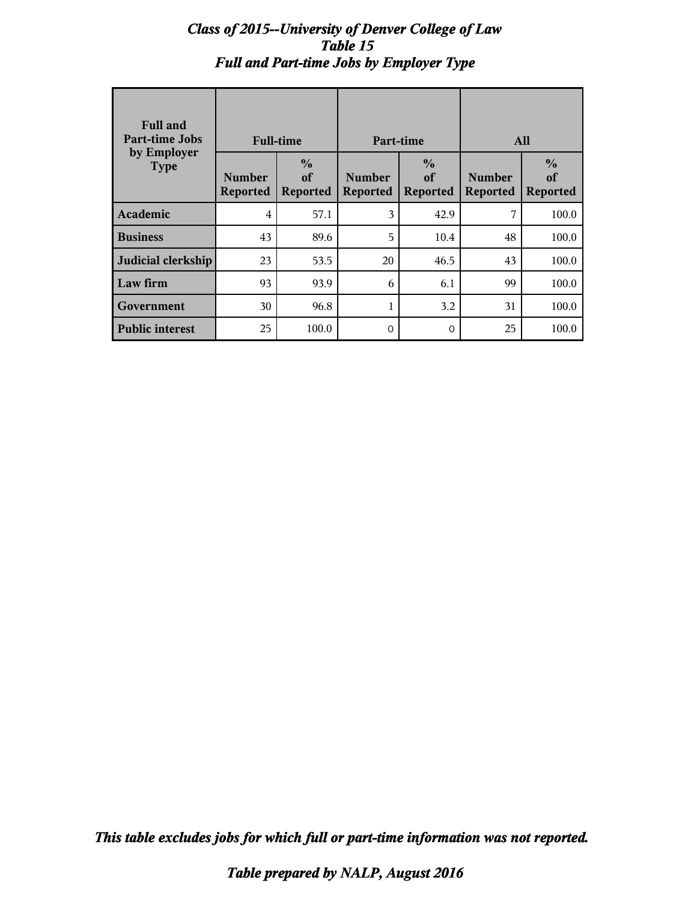***Class of 2015--University of Denver College of Law***
***Table 15***
***Full and Part-time Jobs by Employer Type***

| Full and Part-time Jobs by Employer Type | Full-time | | Part-time | | All | |
|---|---|---|---|---|---|---|
| | Number Reported | % of Reported | Number Reported | % of Reported | Number Reported | % of Reported |
| **Academic** | 4 | 57.1 | 3 | 42.9 | 7 | 100.0 |
| **Business** | 43 | 89.6 | 5 | 10.4 | 48 | 100.0 |
| **Judicial clerkship** | 23 | 53.5 | 20 | 46.5 | 43 | 100.0 |
| **Law firm** | 93 | 93.9 | 6 | 6.1 | 99 | 100.0 |
| **Government** | 30 | 96.8 | 1 | 3.2 | 31 | 100.0 |
| **Public interest** | 25 | 100.0 | 0 | 0 | 25 | 100.0 |

***This table excludes jobs for which full or part-time information was not reported.***

***Table prepared by NALP, August 2016***